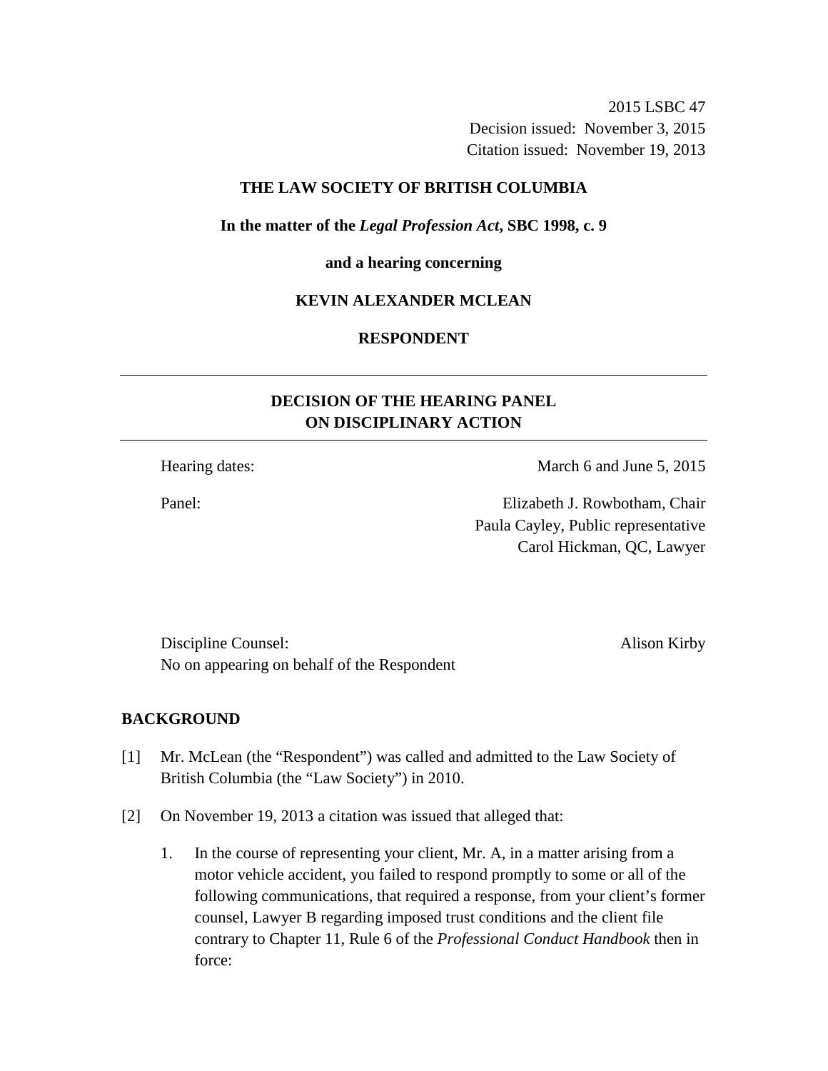2015 LSBC 47
Decision issued: November 3, 2015
Citation issued: November 19, 2013

**THE LAW SOCIETY OF BRITISH COLUMBIA**

**In the matter of the *Legal Profession Act*, SBC 1998, c. 9**

**and a hearing concerning**

**KEVIN ALEXANDER MCLEAN**

**RESPONDENT**

---

## DECISION OF THE HEARING PANEL ON DISCIPLINARY ACTION

---

Hearing dates: March 6 and June 5, 2015

Panel: Elizabeth J. Rowbotham, Chair
Paula Cayley, Public representative
Carol Hickman, QC, Lawyer

Discipline Counsel: Alison Kirby
No on appearing on behalf of the Respondent

## BACKGROUND

[1] Mr. McLean (the "Respondent") was called and admitted to the Law Society of British Columbia (the "Law Society") in 2010.

[2] On November 19, 2013 a citation was issued that alleged that:

1. In the course of representing your client, Mr. A, in a matter arising from a motor vehicle accident, you failed to respond promptly to some or all of the following communications, that required a response, from your client's former counsel, Lawyer B regarding imposed trust conditions and the client file contrary to Chapter 11, Rule 6 of the *Professional Conduct Handbook* then in force: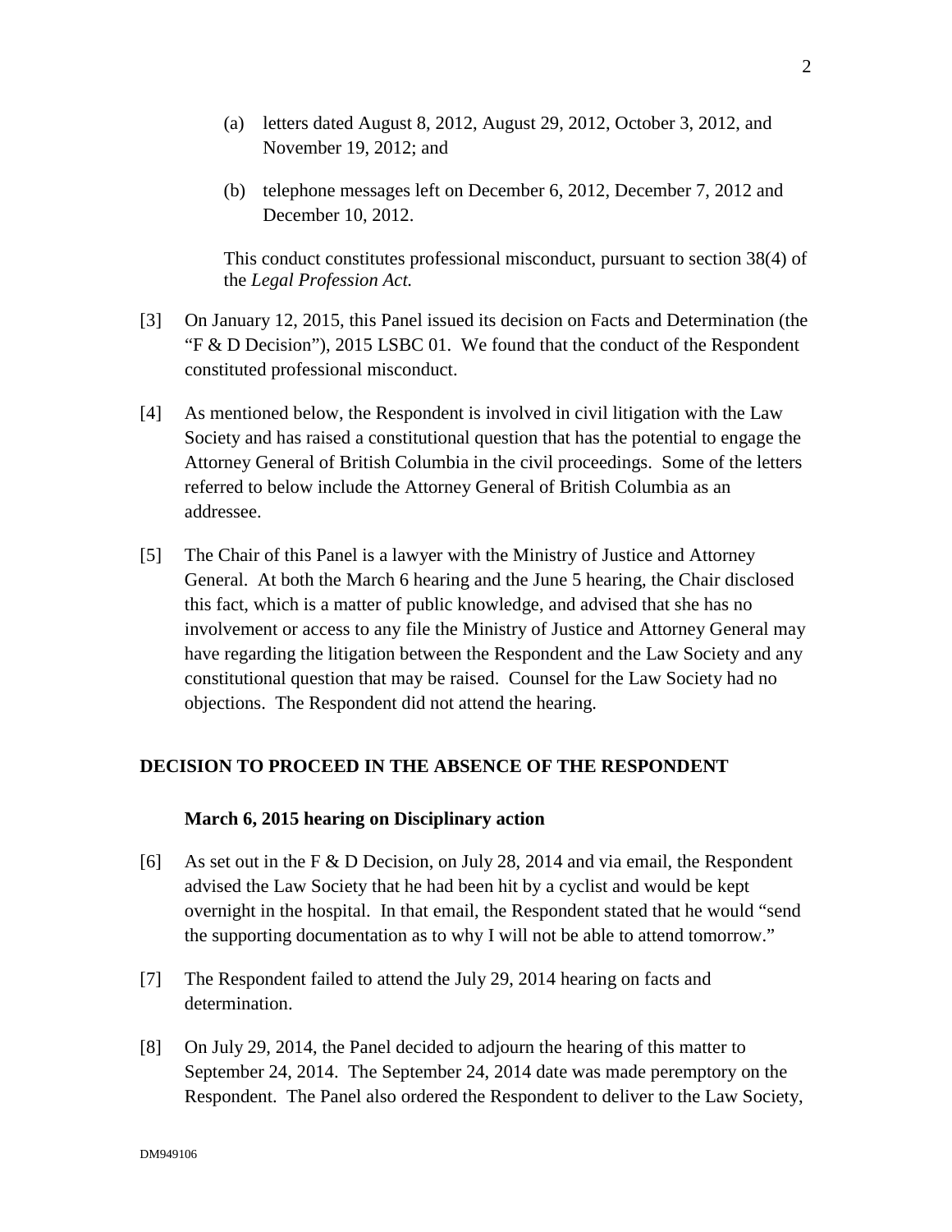(a) letters dated August 8, 2012, August 29, 2012, October 3, 2012, and November 19, 2012; and

(b) telephone messages left on December 6, 2012, December 7, 2012 and December 10, 2012.

This conduct constitutes professional misconduct, pursuant to section 38(4) of the *Legal Profession Act.*

[3] On January 12, 2015, this Panel issued its decision on Facts and Determination (the "F & D Decision"), 2015 LSBC 01. We found that the conduct of the Respondent constituted professional misconduct.

[4] As mentioned below, the Respondent is involved in civil litigation with the Law Society and has raised a constitutional question that has the potential to engage the Attorney General of British Columbia in the civil proceedings. Some of the letters referred to below include the Attorney General of British Columbia as an addressee.

[5] The Chair of this Panel is a lawyer with the Ministry of Justice and Attorney General. At both the March 6 hearing and the June 5 hearing, the Chair disclosed this fact, which is a matter of public knowledge, and advised that she has no involvement or access to any file the Ministry of Justice and Attorney General may have regarding the litigation between the Respondent and the Law Society and any constitutional question that may be raised. Counsel for the Law Society had no objections. The Respondent did not attend the hearing.

## DECISION TO PROCEED IN THE ABSENCE OF THE RESPONDENT

### March 6, 2015 hearing on Disciplinary action

[6] As set out in the F & D Decision, on July 28, 2014 and via email, the Respondent advised the Law Society that he had been hit by a cyclist and would be kept overnight in the hospital. In that email, the Respondent stated that he would "send the supporting documentation as to why I will not be able to attend tomorrow."

[7] The Respondent failed to attend the July 29, 2014 hearing on facts and determination.

[8] On July 29, 2014, the Panel decided to adjourn the hearing of this matter to September 24, 2014. The September 24, 2014 date was made peremptory on the Respondent. The Panel also ordered the Respondent to deliver to the Law Society,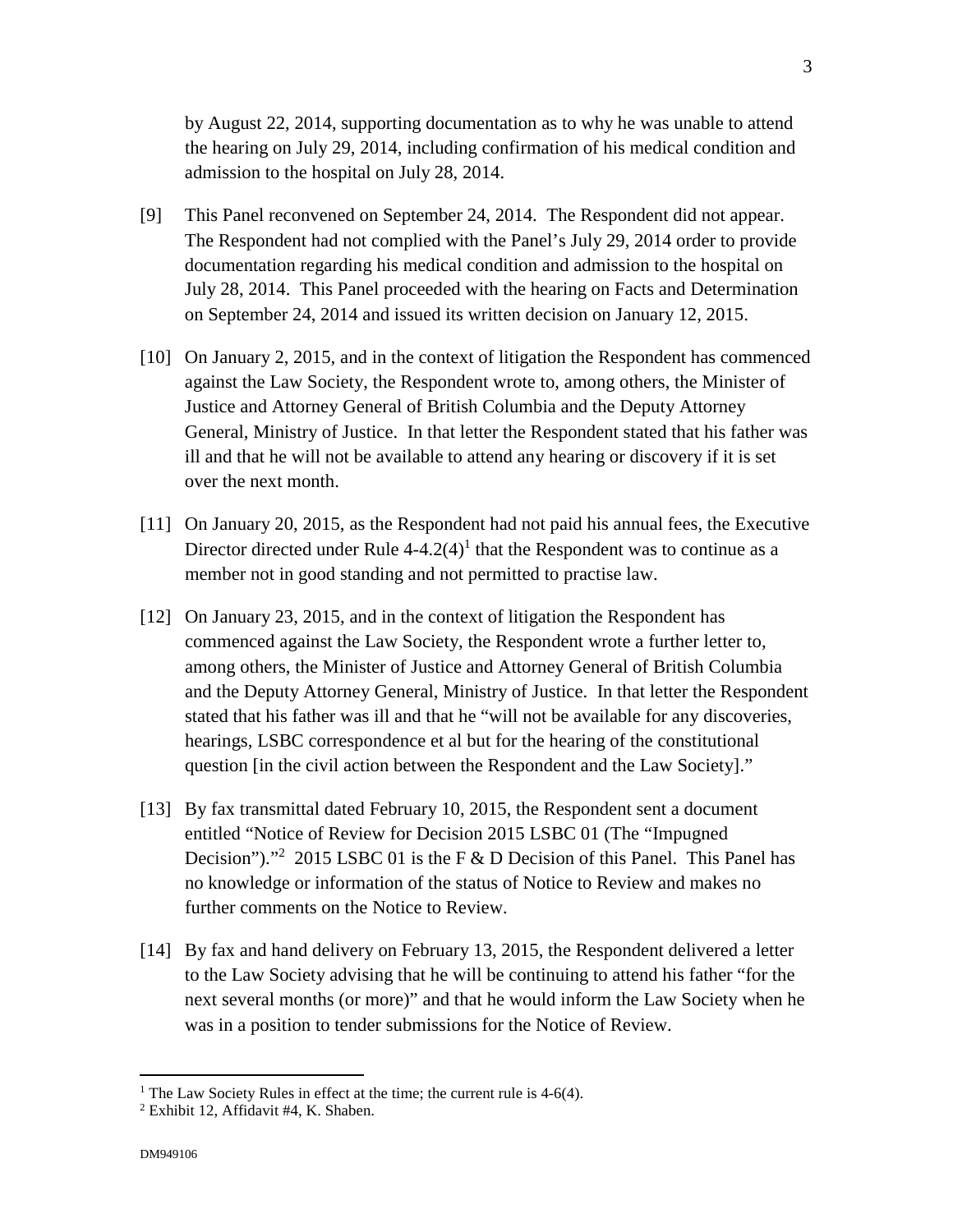by August 22, 2014, supporting documentation as to why he was unable to attend the hearing on July 29, 2014, including confirmation of his medical condition and admission to the hospital on July 28, 2014.

[9] This Panel reconvened on September 24, 2014. The Respondent did not appear. The Respondent had not complied with the Panel's July 29, 2014 order to provide documentation regarding his medical condition and admission to the hospital on July 28, 2014. This Panel proceeded with the hearing on Facts and Determination on September 24, 2014 and issued its written decision on January 12, 2015.

[10] On January 2, 2015, and in the context of litigation the Respondent has commenced against the Law Society, the Respondent wrote to, among others, the Minister of Justice and Attorney General of British Columbia and the Deputy Attorney General, Ministry of Justice. In that letter the Respondent stated that his father was ill and that he will not be available to attend any hearing or discovery if it is set over the next month.

[11] On January 20, 2015, as the Respondent had not paid his annual fees, the Executive Director directed under Rule 4-4.2(4)[1] that the Respondent was to continue as a member not in good standing and not permitted to practise law.

[12] On January 23, 2015, and in the context of litigation the Respondent has commenced against the Law Society, the Respondent wrote a further letter to, among others, the Minister of Justice and Attorney General of British Columbia and the Deputy Attorney General, Ministry of Justice. In that letter the Respondent stated that his father was ill and that he "will not be available for any discoveries, hearings, LSBC correspondence et al but for the hearing of the constitutional question [in the civil action between the Respondent and the Law Society]."

[13] By fax transmittal dated February 10, 2015, the Respondent sent a document entitled "Notice of Review for Decision 2015 LSBC 01 (The "Impugned Decision")."[2] 2015 LSBC 01 is the F & D Decision of this Panel. This Panel has no knowledge or information of the status of Notice to Review and makes no further comments on the Notice to Review.

[14] By fax and hand delivery on February 13, 2015, the Respondent delivered a letter to the Law Society advising that he will be continuing to attend his father "for the next several months (or more)" and that he would inform the Law Society when he was in a position to tender submissions for the Notice of Review.

---

[1] The Law Society Rules in effect at the time; the current rule is 4-6(4).

[2] Exhibit 12, Affidavit #4, K. Shaben.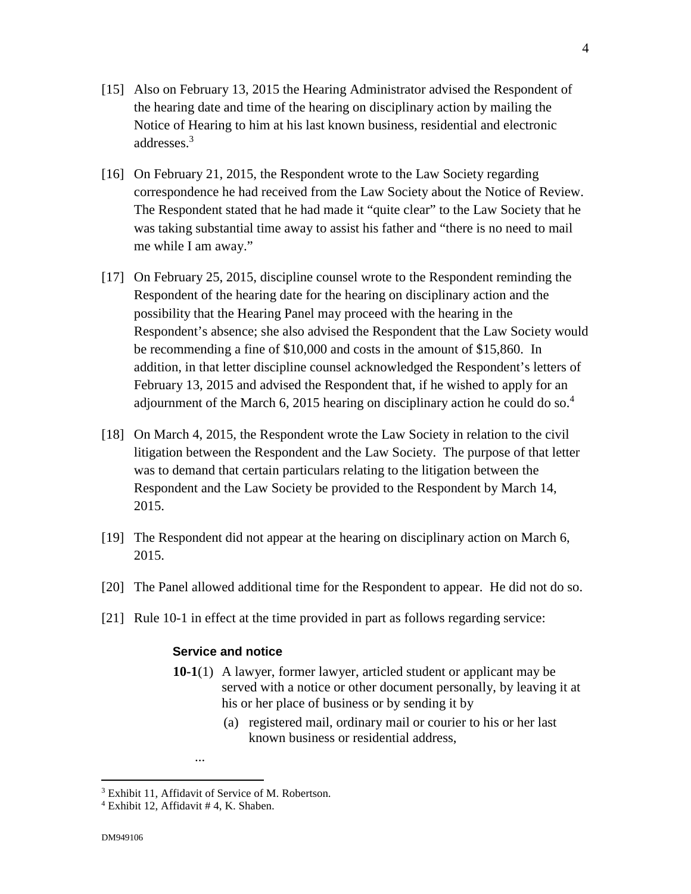[15] Also on February 13, 2015 the Hearing Administrator advised the Respondent of the hearing date and time of the hearing on disciplinary action by mailing the Notice of Hearing to him at his last known business, residential and electronic addresses.[3]

[16] On February 21, 2015, the Respondent wrote to the Law Society regarding correspondence he had received from the Law Society about the Notice of Review. The Respondent stated that he had made it "quite clear" to the Law Society that he was taking substantial time away to assist his father and "there is no need to mail me while I am away."

[17] On February 25, 2015, discipline counsel wrote to the Respondent reminding the Respondent of the hearing date for the hearing on disciplinary action and the possibility that the Hearing Panel may proceed with the hearing in the Respondent's absence; she also advised the Respondent that the Law Society would be recommending a fine of $10,000 and costs in the amount of $15,860. In addition, in that letter discipline counsel acknowledged the Respondent's letters of February 13, 2015 and advised the Respondent that, if he wished to apply for an adjournment of the March 6, 2015 hearing on disciplinary action he could do so.[4]

[18] On March 4, 2015, the Respondent wrote the Law Society in relation to the civil litigation between the Respondent and the Law Society. The purpose of that letter was to demand that certain particulars relating to the litigation between the Respondent and the Law Society be provided to the Respondent by March 14, 2015.

[19] The Respondent did not appear at the hearing on disciplinary action on March 6, 2015.

[20] The Panel allowed additional time for the Respondent to appear. He did not do so.

[21] Rule 10-1 in effect at the time provided in part as follows regarding service:

> **Service and notice**
>
> **10-1**(1) A lawyer, former lawyer, articled student or applicant may be served with a notice or other document personally, by leaving it at his or her place of business or by sending it by
>
> (a) registered mail, ordinary mail or courier to his or her last known business or residential address,
>
> ...

[3] Exhibit 11, Affidavit of Service of M. Robertson.

[4] Exhibit 12, Affidavit # 4, K. Shaben.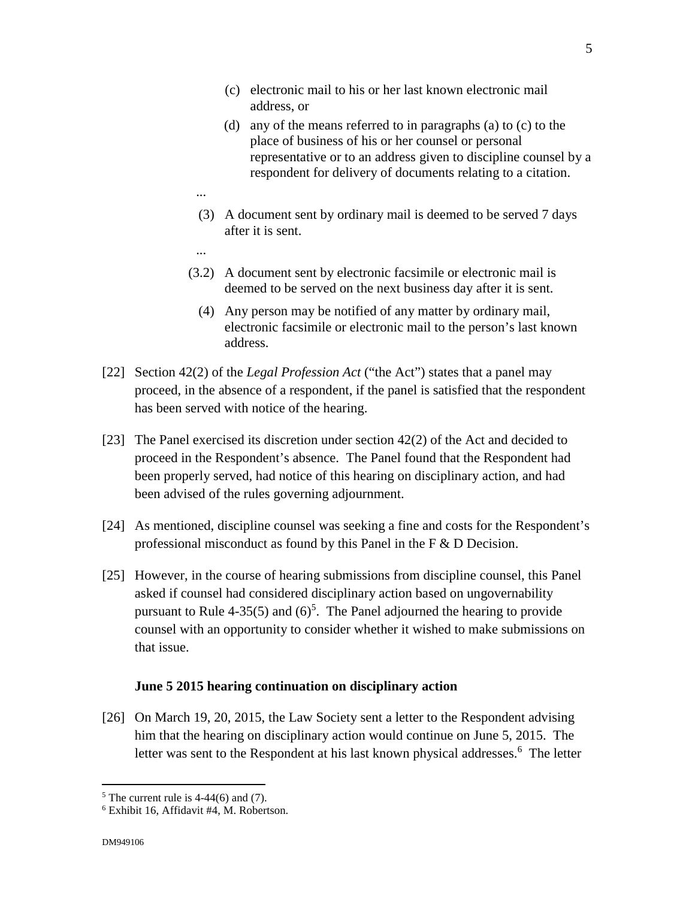(c) electronic mail to his or her last known electronic mail address, or

(d) any of the means referred to in paragraphs (a) to (c) to the place of business of his or her counsel or personal representative or to an address given to discipline counsel by a respondent for delivery of documents relating to a citation.

...

(3) A document sent by ordinary mail is deemed to be served 7 days after it is sent.

...

(3.2) A document sent by electronic facsimile or electronic mail is deemed to be served on the next business day after it is sent.

(4) Any person may be notified of any matter by ordinary mail, electronic facsimile or electronic mail to the person's last known address.

[22] Section 42(2) of the *Legal Profession Act* ("the Act") states that a panel may proceed, in the absence of a respondent, if the panel is satisfied that the respondent has been served with notice of the hearing.

[23] The Panel exercised its discretion under section 42(2) of the Act and decided to proceed in the Respondent's absence. The Panel found that the Respondent had been properly served, had notice of this hearing on disciplinary action, and had been advised of the rules governing adjournment.

[24] As mentioned, discipline counsel was seeking a fine and costs for the Respondent's professional misconduct as found by this Panel in the F & D Decision.

[25] However, in the course of hearing submissions from discipline counsel, this Panel asked if counsel had considered disciplinary action based on ungovernability pursuant to Rule 4-35(5) and (6)[5]. The Panel adjourned the hearing to provide counsel with an opportunity to consider whether it wished to make submissions on that issue.

### June 5 2015 hearing continuation on disciplinary action

[26] On March 19, 20, 2015, the Law Society sent a letter to the Respondent advising him that the hearing on disciplinary action would continue on June 5, 2015. The letter was sent to the Respondent at his last known physical addresses.[6] The letter

[5] The current rule is 4-44(6) and (7).

[6] Exhibit 16, Affidavit #4, M. Robertson.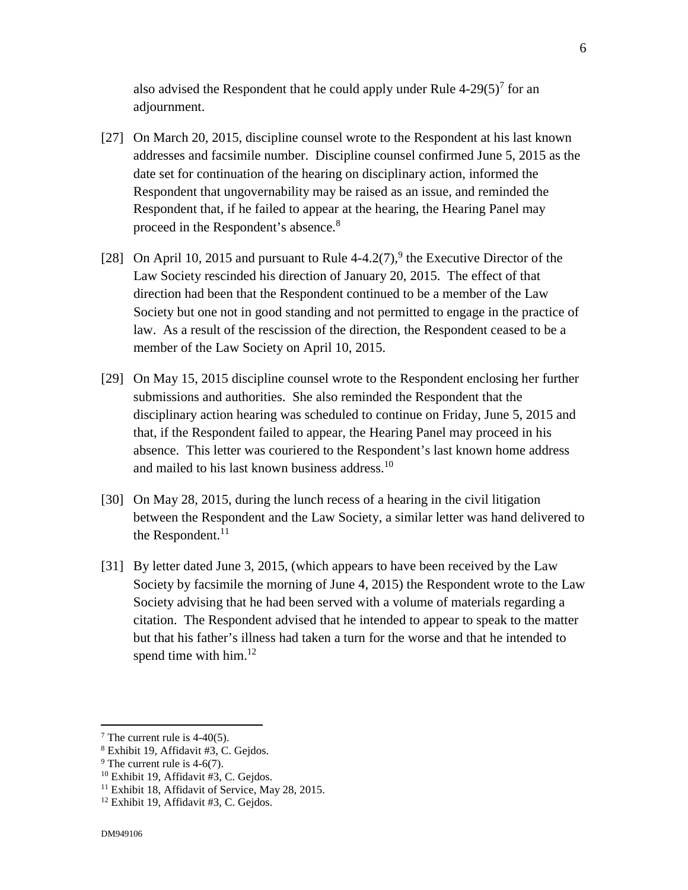also advised the Respondent that he could apply under Rule 4-29(5)[7] for an adjournment.

[27] On March 20, 2015, discipline counsel wrote to the Respondent at his last known addresses and facsimile number. Discipline counsel confirmed June 5, 2015 as the date set for continuation of the hearing on disciplinary action, informed the Respondent that ungovernability may be raised as an issue, and reminded the Respondent that, if he failed to appear at the hearing, the Hearing Panel may proceed in the Respondent's absence.[8]

[28] On April 10, 2015 and pursuant to Rule 4-4.2(7),[9] the Executive Director of the Law Society rescinded his direction of January 20, 2015. The effect of that direction had been that the Respondent continued to be a member of the Law Society but one not in good standing and not permitted to engage in the practice of law. As a result of the rescission of the direction, the Respondent ceased to be a member of the Law Society on April 10, 2015.

[29] On May 15, 2015 discipline counsel wrote to the Respondent enclosing her further submissions and authorities. She also reminded the Respondent that the disciplinary action hearing was scheduled to continue on Friday, June 5, 2015 and that, if the Respondent failed to appear, the Hearing Panel may proceed in his absence. This letter was couriered to the Respondent's last known home address and mailed to his last known business address.[10]

[30] On May 28, 2015, during the lunch recess of a hearing in the civil litigation between the Respondent and the Law Society, a similar letter was hand delivered to the Respondent.[11]

[31] By letter dated June 3, 2015, (which appears to have been received by the Law Society by facsimile the morning of June 4, 2015) the Respondent wrote to the Law Society advising that he had been served with a volume of materials regarding a citation. The Respondent advised that he intended to appear to speak to the matter but that his father's illness had taken a turn for the worse and that he intended to spend time with him.[12]

---

[7] The current rule is 4-40(5).
[8] Exhibit 19, Affidavit #3, C. Gejdos.
[9] The current rule is 4-6(7).
[10] Exhibit 19, Affidavit #3, C. Gejdos.
[11] Exhibit 18, Affidavit of Service, May 28, 2015.
[12] Exhibit 19, Affidavit #3, C. Gejdos.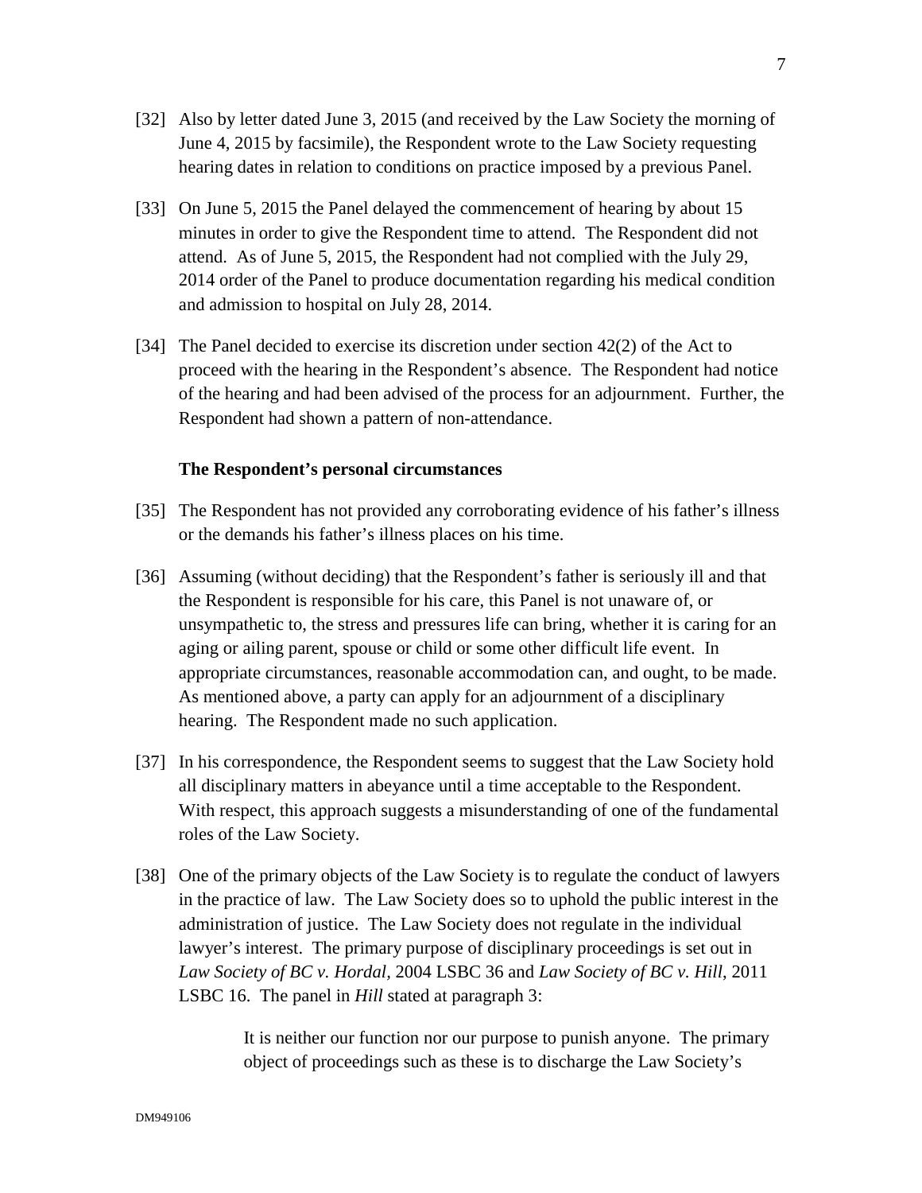[32] Also by letter dated June 3, 2015 (and received by the Law Society the morning of June 4, 2015 by facsimile), the Respondent wrote to the Law Society requesting hearing dates in relation to conditions on practice imposed by a previous Panel.

[33] On June 5, 2015 the Panel delayed the commencement of hearing by about 15 minutes in order to give the Respondent time to attend. The Respondent did not attend. As of June 5, 2015, the Respondent had not complied with the July 29, 2014 order of the Panel to produce documentation regarding his medical condition and admission to hospital on July 28, 2014.

[34] The Panel decided to exercise its discretion under section 42(2) of the Act to proceed with the hearing in the Respondent's absence. The Respondent had notice of the hearing and had been advised of the process for an adjournment. Further, the Respondent had shown a pattern of non-attendance.

**The Respondent's personal circumstances**

[35] The Respondent has not provided any corroborating evidence of his father's illness or the demands his father's illness places on his time.

[36] Assuming (without deciding) that the Respondent's father is seriously ill and that the Respondent is responsible for his care, this Panel is not unaware of, or unsympathetic to, the stress and pressures life can bring, whether it is caring for an aging or ailing parent, spouse or child or some other difficult life event. In appropriate circumstances, reasonable accommodation can, and ought, to be made. As mentioned above, a party can apply for an adjournment of a disciplinary hearing. The Respondent made no such application.

[37] In his correspondence, the Respondent seems to suggest that the Law Society hold all disciplinary matters in abeyance until a time acceptable to the Respondent. With respect, this approach suggests a misunderstanding of one of the fundamental roles of the Law Society.

[38] One of the primary objects of the Law Society is to regulate the conduct of lawyers in the practice of law. The Law Society does so to uphold the public interest in the administration of justice. The Law Society does not regulate in the individual lawyer's interest. The primary purpose of disciplinary proceedings is set out in *Law Society of BC v. Hordal*, 2004 LSBC 36 and *Law Society of BC v. Hill*, 2011 LSBC 16. The panel in *Hill* stated at paragraph 3:

> It is neither our function nor our purpose to punish anyone. The primary object of proceedings such as these is to discharge the Law Society's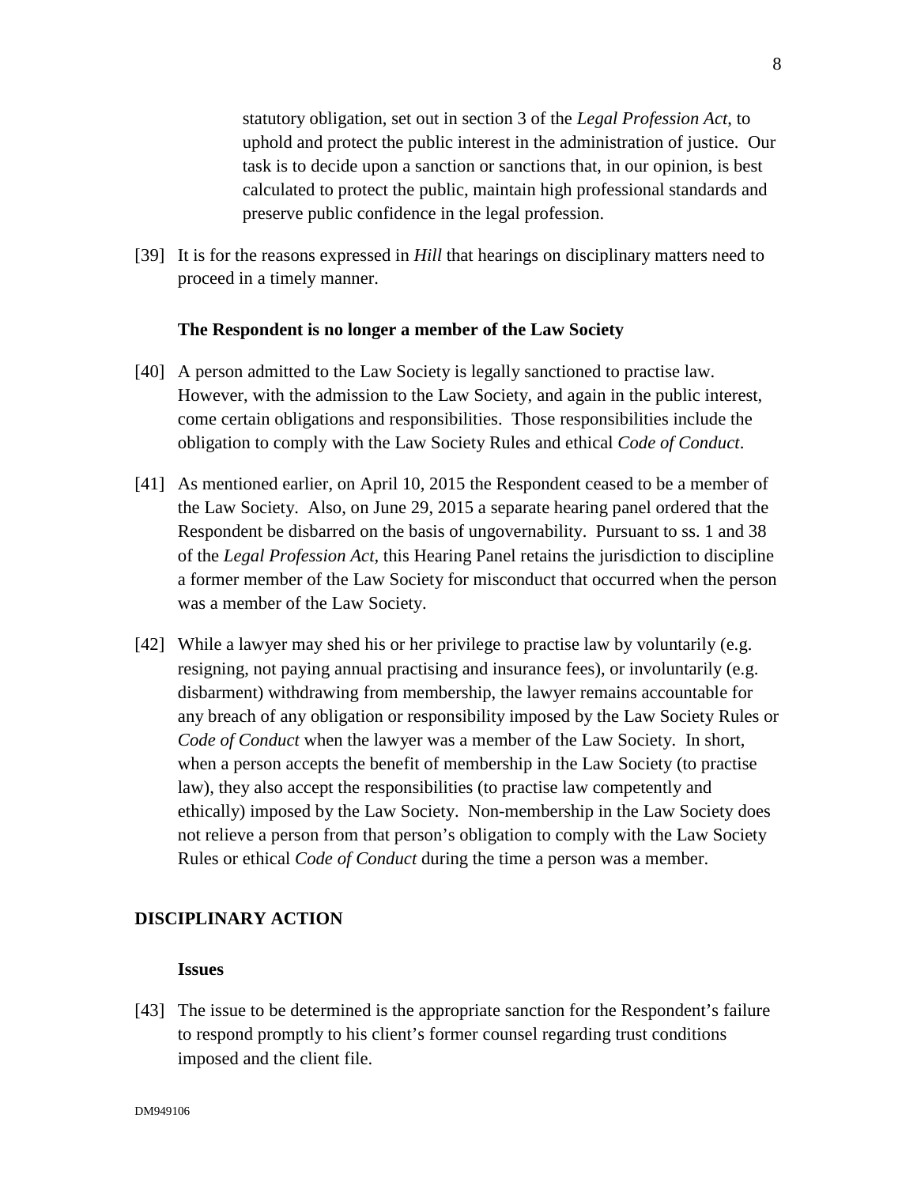statutory obligation, set out in section 3 of the *Legal Profession Act*, to uphold and protect the public interest in the administration of justice. Our task is to decide upon a sanction or sanctions that, in our opinion, is best calculated to protect the public, maintain high professional standards and preserve public confidence in the legal profession.

[39] It is for the reasons expressed in *Hill* that hearings on disciplinary matters need to proceed in a timely manner.

### The Respondent is no longer a member of the Law Society

[40] A person admitted to the Law Society is legally sanctioned to practise law. However, with the admission to the Law Society, and again in the public interest, come certain obligations and responsibilities. Those responsibilities include the obligation to comply with the Law Society Rules and ethical *Code of Conduct*.

[41] As mentioned earlier, on April 10, 2015 the Respondent ceased to be a member of the Law Society. Also, on June 29, 2015 a separate hearing panel ordered that the Respondent be disbarred on the basis of ungovernability. Pursuant to ss. 1 and 38 of the *Legal Profession Act*, this Hearing Panel retains the jurisdiction to discipline a former member of the Law Society for misconduct that occurred when the person was a member of the Law Society.

[42] While a lawyer may shed his or her privilege to practise law by voluntarily (e.g. resigning, not paying annual practising and insurance fees), or involuntarily (e.g. disbarment) withdrawing from membership, the lawyer remains accountable for any breach of any obligation or responsibility imposed by the Law Society Rules or *Code of Conduct* when the lawyer was a member of the Law Society. In short, when a person accepts the benefit of membership in the Law Society (to practise law), they also accept the responsibilities (to practise law competently and ethically) imposed by the Law Society. Non-membership in the Law Society does not relieve a person from that person's obligation to comply with the Law Society Rules or ethical *Code of Conduct* during the time a person was a member.

## DISCIPLINARY ACTION

### Issues

[43] The issue to be determined is the appropriate sanction for the Respondent's failure to respond promptly to his client's former counsel regarding trust conditions imposed and the client file.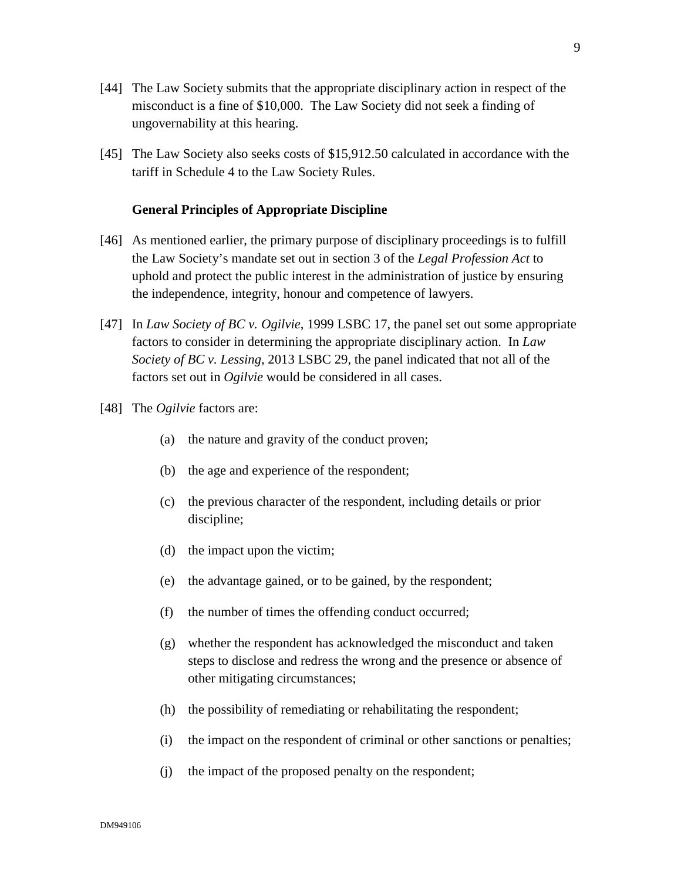[44] The Law Society submits that the appropriate disciplinary action in respect of the misconduct is a fine of $10,000. The Law Society did not seek a finding of ungovernability at this hearing.

[45] The Law Society also seeks costs of $15,912.50 calculated in accordance with the tariff in Schedule 4 to the Law Society Rules.

**General Principles of Appropriate Discipline**

[46] As mentioned earlier, the primary purpose of disciplinary proceedings is to fulfill the Law Society's mandate set out in section 3 of the *Legal Profession Act* to uphold and protect the public interest in the administration of justice by ensuring the independence, integrity, honour and competence of lawyers.

[47] In *Law Society of BC v. Ogilvie*, 1999 LSBC 17, the panel set out some appropriate factors to consider in determining the appropriate disciplinary action. In *Law Society of BC v. Lessing*, 2013 LSBC 29, the panel indicated that not all of the factors set out in *Ogilvie* would be considered in all cases.

[48] The *Ogilvie* factors are:

(a) the nature and gravity of the conduct proven;

(b) the age and experience of the respondent;

(c) the previous character of the respondent, including details or prior discipline;

(d) the impact upon the victim;

(e) the advantage gained, or to be gained, by the respondent;

(f) the number of times the offending conduct occurred;

(g) whether the respondent has acknowledged the misconduct and taken steps to disclose and redress the wrong and the presence or absence of other mitigating circumstances;

(h) the possibility of remediating or rehabilitating the respondent;

(i) the impact on the respondent of criminal or other sanctions or penalties;

(j) the impact of the proposed penalty on the respondent;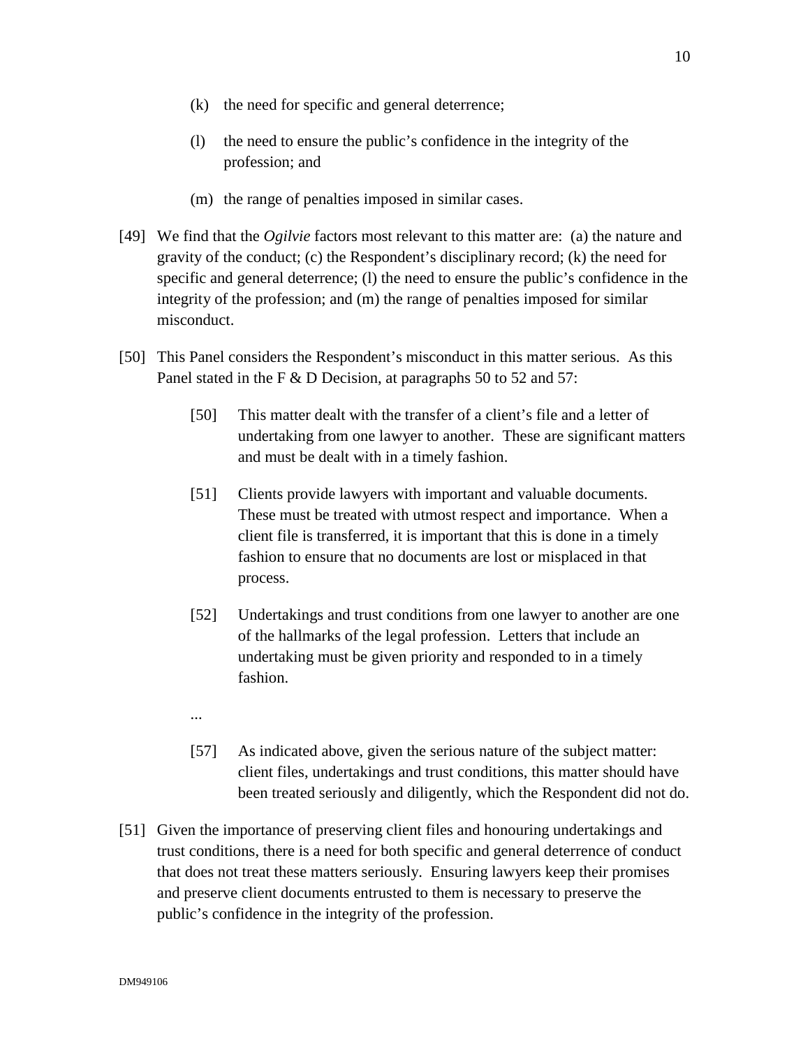(k) the need for specific and general deterrence;

(l) the need to ensure the public's confidence in the integrity of the profession; and

(m) the range of penalties imposed in similar cases.

[49] We find that the *Ogilvie* factors most relevant to this matter are: (a) the nature and gravity of the conduct; (c) the Respondent's disciplinary record; (k) the need for specific and general deterrence; (l) the need to ensure the public's confidence in the integrity of the profession; and (m) the range of penalties imposed for similar misconduct.

[50] This Panel considers the Respondent's misconduct in this matter serious. As this Panel stated in the F & D Decision, at paragraphs 50 to 52 and 57:

> [50] This matter dealt with the transfer of a client's file and a letter of undertaking from one lawyer to another. These are significant matters and must be dealt with in a timely fashion.
>
> [51] Clients provide lawyers with important and valuable documents. These must be treated with utmost respect and importance. When a client file is transferred, it is important that this is done in a timely fashion to ensure that no documents are lost or misplaced in that process.
>
> [52] Undertakings and trust conditions from one lawyer to another are one of the hallmarks of the legal profession. Letters that include an undertaking must be given priority and responded to in a timely fashion.
>
> ...
>
> [57] As indicated above, given the serious nature of the subject matter: client files, undertakings and trust conditions, this matter should have been treated seriously and diligently, which the Respondent did not do.

[51] Given the importance of preserving client files and honouring undertakings and trust conditions, there is a need for both specific and general deterrence of conduct that does not treat these matters seriously. Ensuring lawyers keep their promises and preserve client documents entrusted to them is necessary to preserve the public's confidence in the integrity of the profession.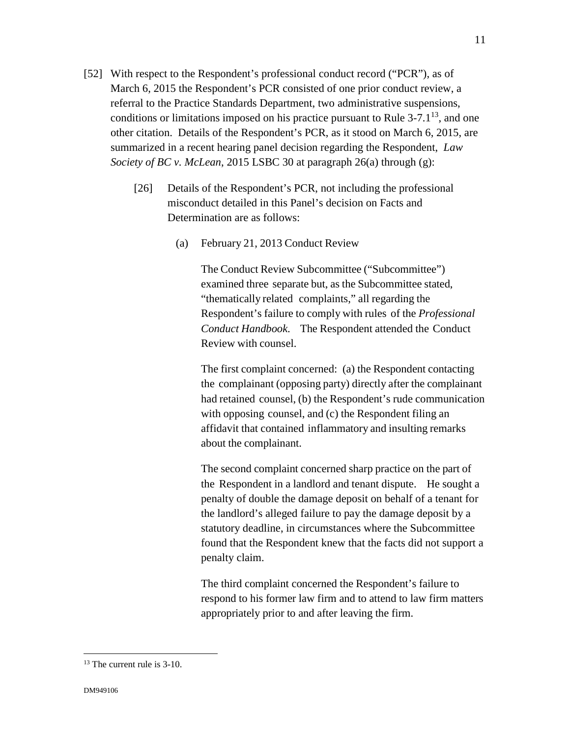[52] With respect to the Respondent's professional conduct record ("PCR"), as of March 6, 2015 the Respondent's PCR consisted of one prior conduct review, a referral to the Practice Standards Department, two administrative suspensions, conditions or limitations imposed on his practice pursuant to Rule 3-7.1[13], and one other citation. Details of the Respondent's PCR, as it stood on March 6, 2015, are summarized in a recent hearing panel decision regarding the Respondent, *Law Society of BC v. McLean*, 2015 LSBC 30 at paragraph 26(a) through (g):

> [26] Details of the Respondent's PCR, not including the professional misconduct detailed in this Panel's decision on Facts and Determination are as follows:
>
> (a) February 21, 2013 Conduct Review
>
> The Conduct Review Subcommittee ("Subcommittee") examined three separate but, as the Subcommittee stated, "thematically related complaints," all regarding the Respondent's failure to comply with rules of the *Professional Conduct Handbook*. The Respondent attended the Conduct Review with counsel.
>
> The first complaint concerned: (a) the Respondent contacting the complainant (opposing party) directly after the complainant had retained counsel, (b) the Respondent's rude communication with opposing counsel, and (c) the Respondent filing an affidavit that contained inflammatory and insulting remarks about the complainant.
>
> The second complaint concerned sharp practice on the part of the Respondent in a landlord and tenant dispute. He sought a penalty of double the damage deposit on behalf of a tenant for the landlord's alleged failure to pay the damage deposit by a statutory deadline, in circumstances where the Subcommittee found that the Respondent knew that the facts did not support a penalty claim.
>
> The third complaint concerned the Respondent's failure to respond to his former law firm and to attend to law firm matters appropriately prior to and after leaving the firm.

[13] The current rule is 3-10.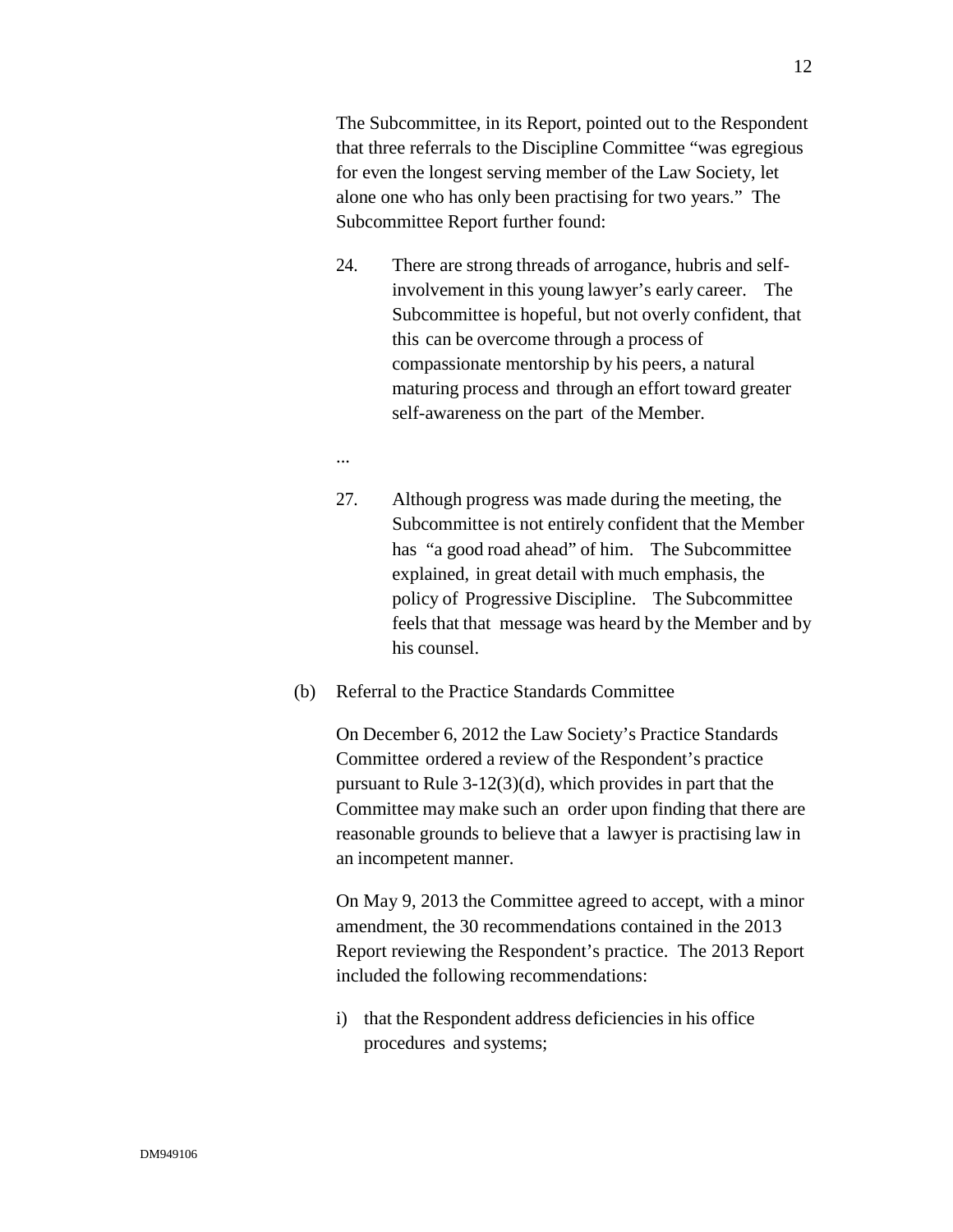The Subcommittee, in its Report, pointed out to the Respondent that three referrals to the Discipline Committee "was egregious for even the longest serving member of the Law Society, let alone one who has only been practising for two years." The Subcommittee Report further found:

> 24. There are strong threads of arrogance, hubris and self-involvement in this young lawyer's early career. The Subcommittee is hopeful, but not overly confident, that this can be overcome through a process of compassionate mentorship by his peers, a natural maturing process and through an effort toward greater self-awareness on the part of the Member.
>
> ...
>
> 27. Although progress was made during the meeting, the Subcommittee is not entirely confident that the Member has "a good road ahead" of him. The Subcommittee explained, in great detail with much emphasis, the policy of Progressive Discipline. The Subcommittee feels that that message was heard by the Member and by his counsel.

(b) Referral to the Practice Standards Committee

On December 6, 2012 the Law Society's Practice Standards Committee ordered a review of the Respondent's practice pursuant to Rule 3-12(3)(d), which provides in part that the Committee may make such an order upon finding that there are reasonable grounds to believe that a lawyer is practising law in an incompetent manner.

On May 9, 2013 the Committee agreed to accept, with a minor amendment, the 30 recommendations contained in the 2013 Report reviewing the Respondent's practice. The 2013 Report included the following recommendations:

i) that the Respondent address deficiencies in his office procedures and systems;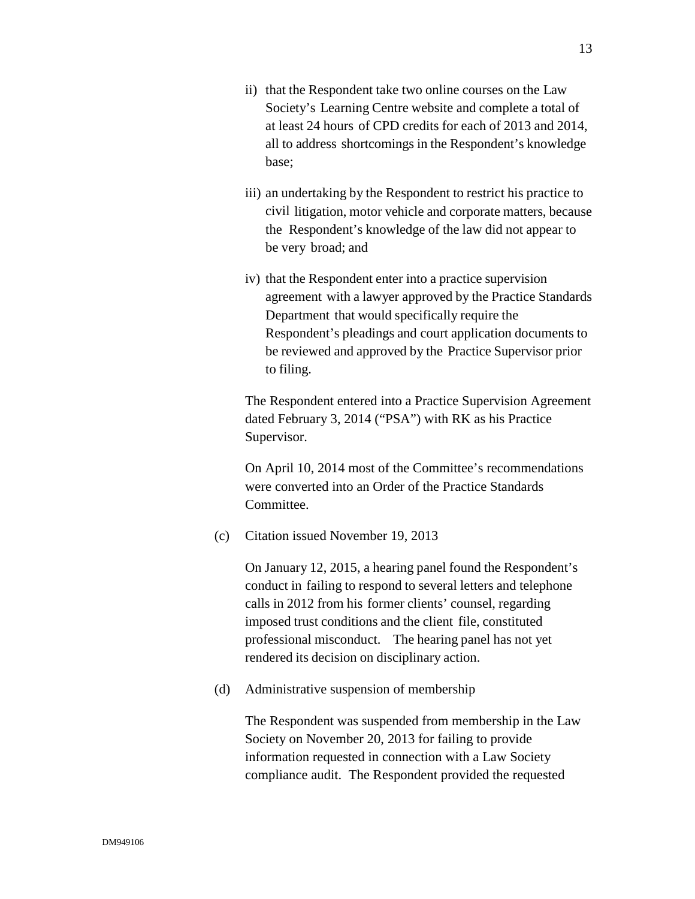ii) that the Respondent take two online courses on the Law Society's Learning Centre website and complete a total of at least 24 hours of CPD credits for each of 2013 and 2014, all to address shortcomings in the Respondent's knowledge base;

iii) an undertaking by the Respondent to restrict his practice to civil litigation, motor vehicle and corporate matters, because the Respondent's knowledge of the law did not appear to be very broad; and

iv) that the Respondent enter into a practice supervision agreement with a lawyer approved by the Practice Standards Department that would specifically require the Respondent's pleadings and court application documents to be reviewed and approved by the Practice Supervisor prior to filing.

The Respondent entered into a Practice Supervision Agreement dated February 3, 2014 ("PSA") with RK as his Practice Supervisor.

On April 10, 2014 most of the Committee's recommendations were converted into an Order of the Practice Standards Committee.

(c) Citation issued November 19, 2013

On January 12, 2015, a hearing panel found the Respondent's conduct in failing to respond to several letters and telephone calls in 2012 from his former clients' counsel, regarding imposed trust conditions and the client file, constituted professional misconduct. The hearing panel has not yet rendered its decision on disciplinary action.

(d) Administrative suspension of membership

The Respondent was suspended from membership in the Law Society on November 20, 2013 for failing to provide information requested in connection with a Law Society compliance audit. The Respondent provided the requested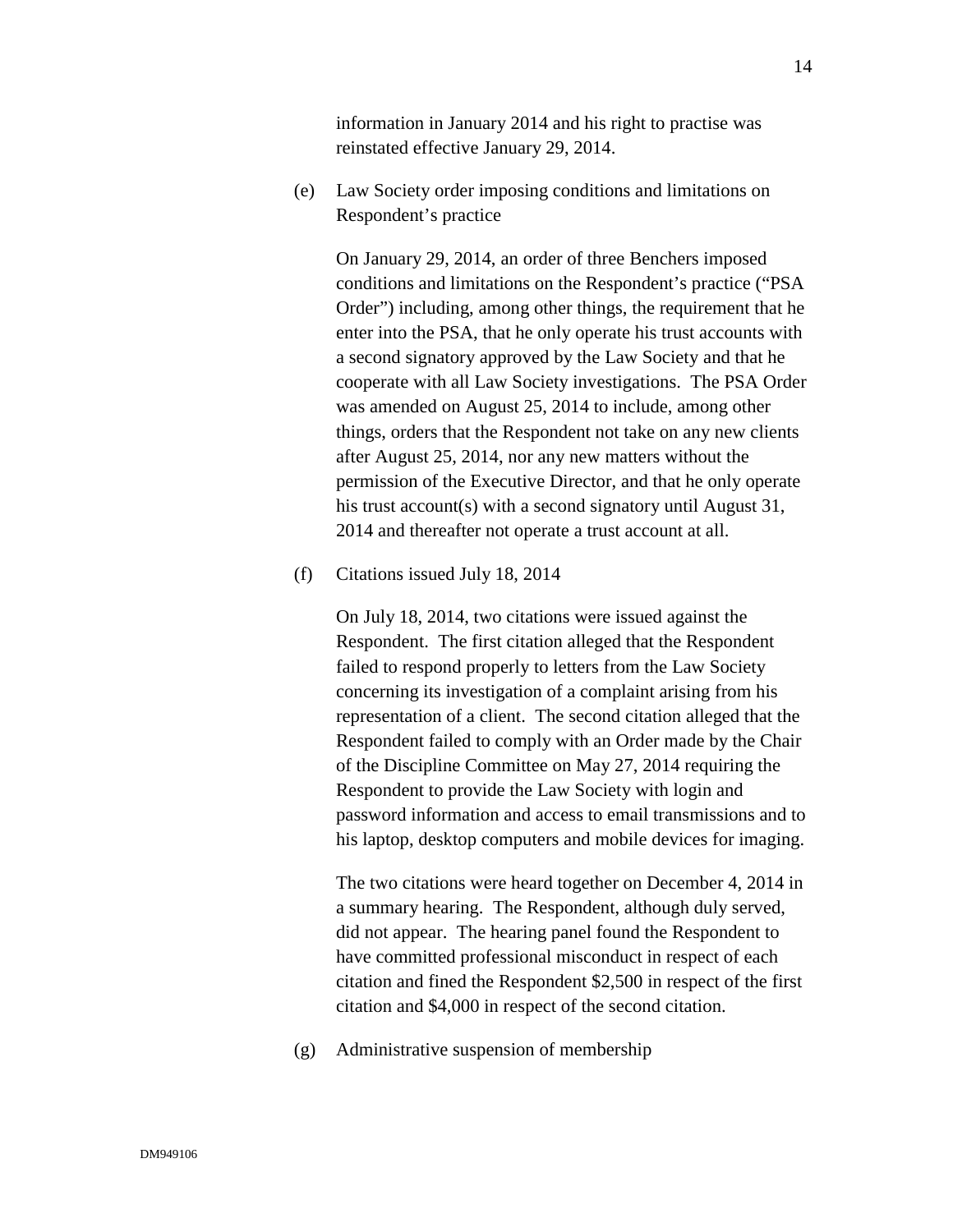information in January 2014 and his right to practise was reinstated effective January 29, 2014.

(e) Law Society order imposing conditions and limitations on Respondent's practice

On January 29, 2014, an order of three Benchers imposed conditions and limitations on the Respondent's practice ("PSA Order") including, among other things, the requirement that he enter into the PSA, that he only operate his trust accounts with a second signatory approved by the Law Society and that he cooperate with all Law Society investigations. The PSA Order was amended on August 25, 2014 to include, among other things, orders that the Respondent not take on any new clients after August 25, 2014, nor any new matters without the permission of the Executive Director, and that he only operate his trust account(s) with a second signatory until August 31, 2014 and thereafter not operate a trust account at all.

(f) Citations issued July 18, 2014

On July 18, 2014, two citations were issued against the Respondent. The first citation alleged that the Respondent failed to respond properly to letters from the Law Society concerning its investigation of a complaint arising from his representation of a client. The second citation alleged that the Respondent failed to comply with an Order made by the Chair of the Discipline Committee on May 27, 2014 requiring the Respondent to provide the Law Society with login and password information and access to email transmissions and to his laptop, desktop computers and mobile devices for imaging.

The two citations were heard together on December 4, 2014 in a summary hearing. The Respondent, although duly served, did not appear. The hearing panel found the Respondent to have committed professional misconduct in respect of each citation and fined the Respondent $2,500 in respect of the first citation and $4,000 in respect of the second citation.

(g) Administrative suspension of membership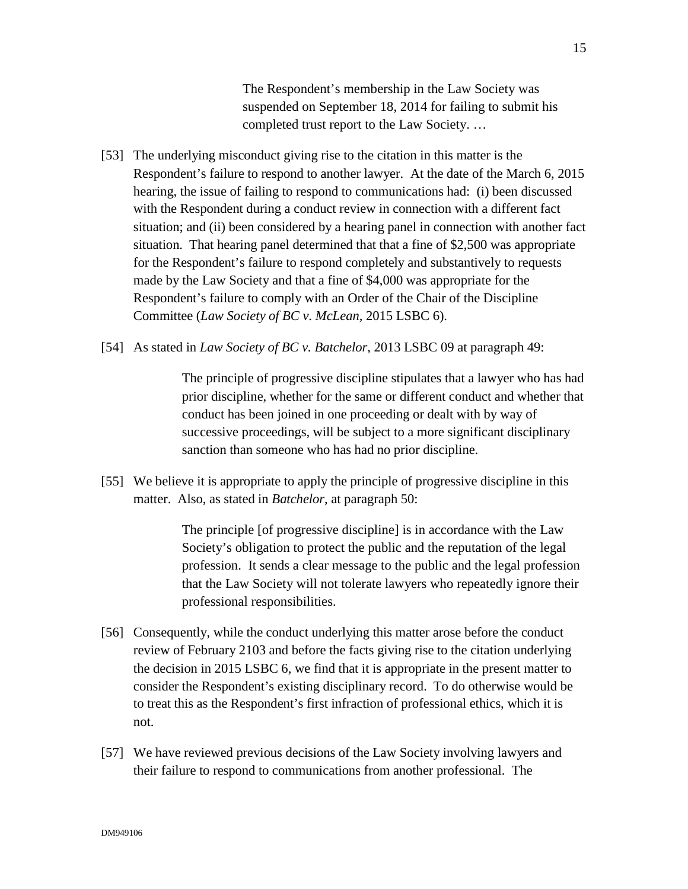> The Respondent's membership in the Law Society was suspended on September 18, 2014 for failing to submit his completed trust report to the Law Society. …

[53] The underlying misconduct giving rise to the citation in this matter is the Respondent's failure to respond to another lawyer. At the date of the March 6, 2015 hearing, the issue of failing to respond to communications had: (i) been discussed with the Respondent during a conduct review in connection with a different fact situation; and (ii) been considered by a hearing panel in connection with another fact situation. That hearing panel determined that that a fine of $2,500 was appropriate for the Respondent's failure to respond completely and substantively to requests made by the Law Society and that a fine of $4,000 was appropriate for the Respondent's failure to comply with an Order of the Chair of the Discipline Committee (*Law Society of BC v. McLean,* 2015 LSBC 6).

[54] As stated in *Law Society of BC v. Batchelor*, 2013 LSBC 09 at paragraph 49:

> The principle of progressive discipline stipulates that a lawyer who has had prior discipline, whether for the same or different conduct and whether that conduct has been joined in one proceeding or dealt with by way of successive proceedings, will be subject to a more significant disciplinary sanction than someone who has had no prior discipline.

[55] We believe it is appropriate to apply the principle of progressive discipline in this matter. Also, as stated in *Batchelor*, at paragraph 50:

> The principle [of progressive discipline] is in accordance with the Law Society's obligation to protect the public and the reputation of the legal profession. It sends a clear message to the public and the legal profession that the Law Society will not tolerate lawyers who repeatedly ignore their professional responsibilities.

[56] Consequently, while the conduct underlying this matter arose before the conduct review of February 2103 and before the facts giving rise to the citation underlying the decision in 2015 LSBC 6, we find that it is appropriate in the present matter to consider the Respondent's existing disciplinary record. To do otherwise would be to treat this as the Respondent's first infraction of professional ethics, which it is not.

[57] We have reviewed previous decisions of the Law Society involving lawyers and their failure to respond to communications from another professional. The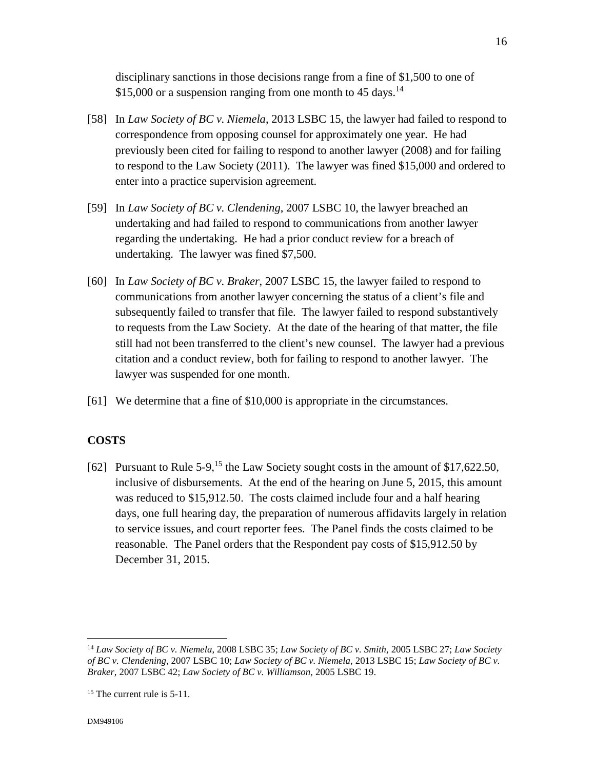disciplinary sanctions in those decisions range from a fine of $1,500 to one of $15,000 or a suspension ranging from one month to 45 days.[14]

[58] In *Law Society of BC v. Niemela*, 2013 LSBC 15, the lawyer had failed to respond to correspondence from opposing counsel for approximately one year. He had previously been cited for failing to respond to another lawyer (2008) and for failing to respond to the Law Society (2011). The lawyer was fined $15,000 and ordered to enter into a practice supervision agreement.

[59] In *Law Society of BC v. Clendening*, 2007 LSBC 10, the lawyer breached an undertaking and had failed to respond to communications from another lawyer regarding the undertaking. He had a prior conduct review for a breach of undertaking. The lawyer was fined $7,500.

[60] In *Law Society of BC v. Braker*, 2007 LSBC 15, the lawyer failed to respond to communications from another lawyer concerning the status of a client's file and subsequently failed to transfer that file. The lawyer failed to respond substantively to requests from the Law Society. At the date of the hearing of that matter, the file still had not been transferred to the client's new counsel. The lawyer had a previous citation and a conduct review, both for failing to respond to another lawyer. The lawyer was suspended for one month.

[61] We determine that a fine of $10,000 is appropriate in the circumstances.

## COSTS

[62] Pursuant to Rule 5-9,[15] the Law Society sought costs in the amount of $17,622.50, inclusive of disbursements. At the end of the hearing on June 5, 2015, this amount was reduced to $15,912.50. The costs claimed include four and a half hearing days, one full hearing day, the preparation of numerous affidavits largely in relation to service issues, and court reporter fees. The Panel finds the costs claimed to be reasonable. The Panel orders that the Respondent pay costs of $15,912.50 by December 31, 2015.

---

[14] *Law Society of BC v. Niemela*, 2008 LSBC 35; *Law Society of BC v. Smith*, 2005 LSBC 27; *Law Society of BC v. Clendening*, 2007 LSBC 10; *Law Society of BC v. Niemela*, 2013 LSBC 15; *Law Society of BC v. Braker*, 2007 LSBC 42; *Law Society of BC v. Williamson,* 2005 LSBC 19.

[15] The current rule is 5-11.

DM949106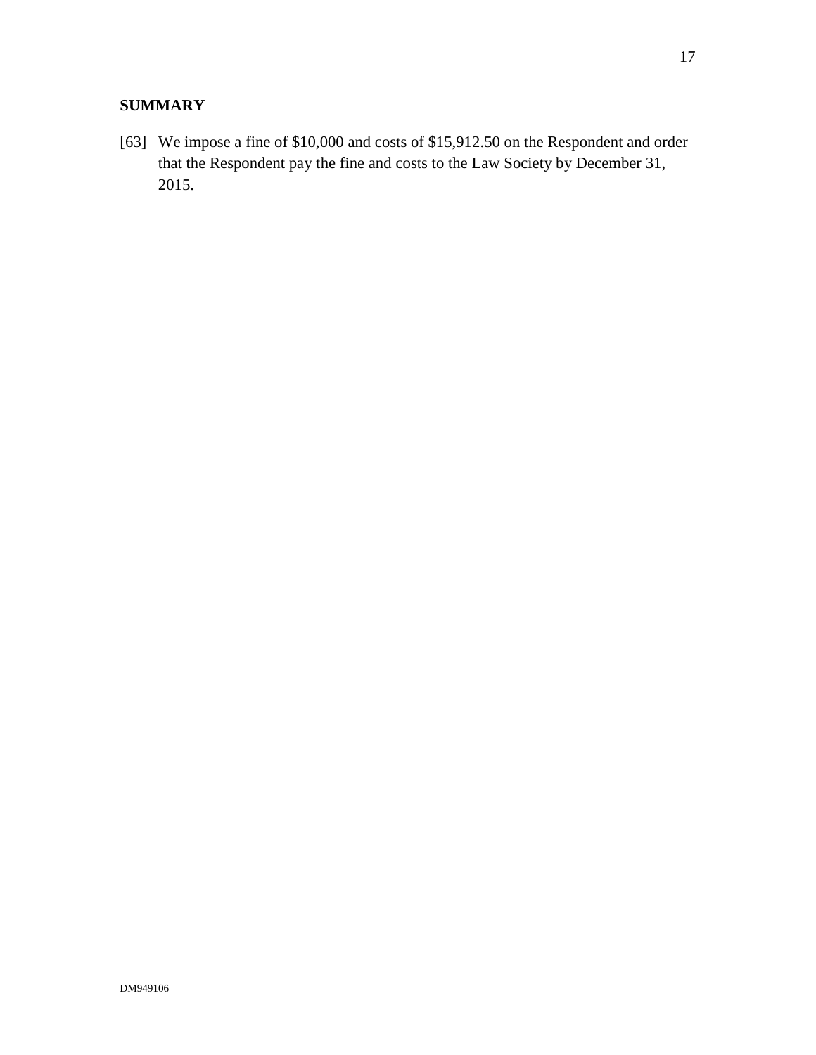**SUMMARY**

[63] We impose a fine of $10,000 and costs of $15,912.50 on the Respondent and order that the Respondent pay the fine and costs to the Law Society by December 31, 2015.